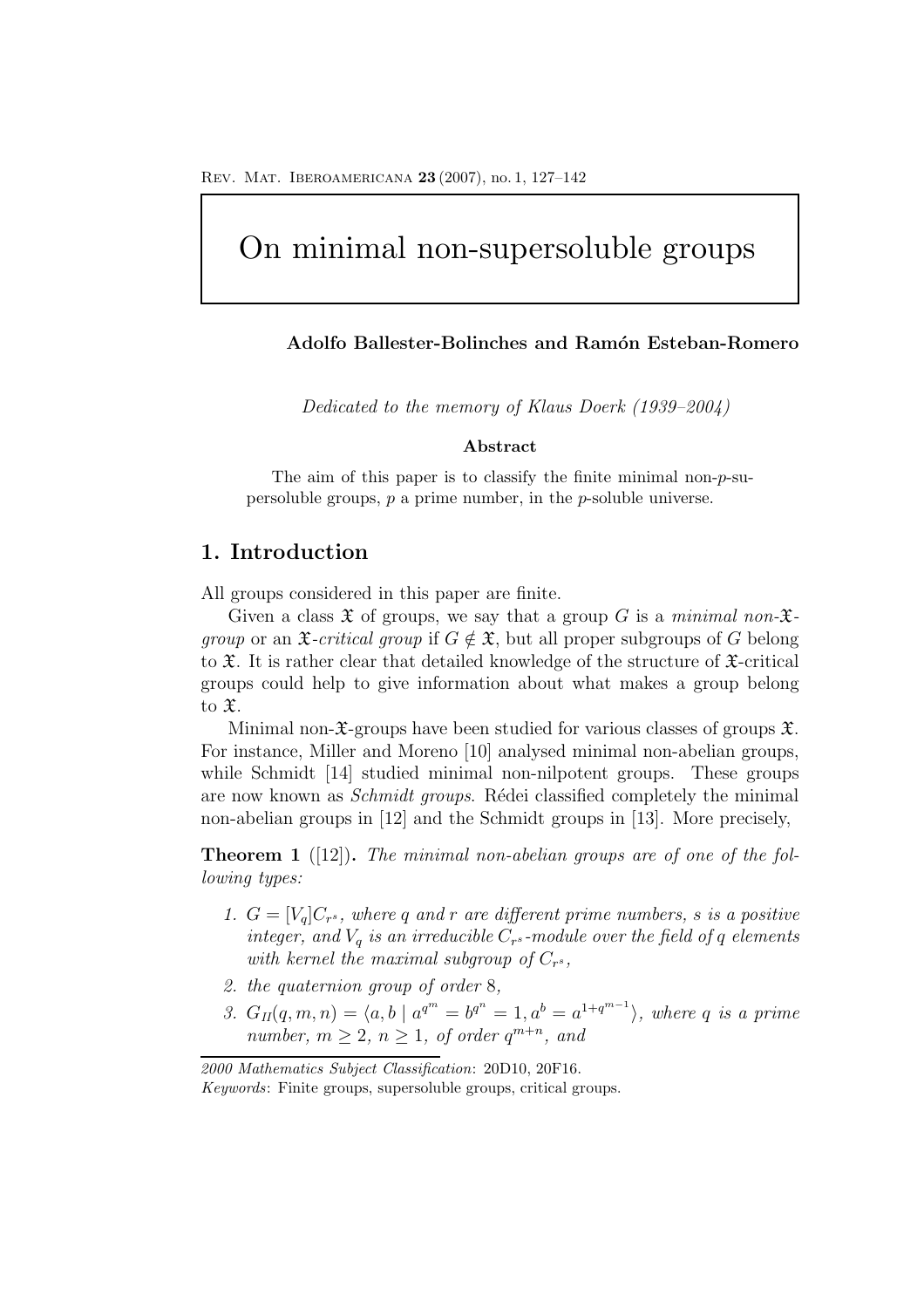# On minimal non-supersoluble groups

**Adolfo Ballester-Bolinches and Ramón Esteban-Romero**

*Dedicated to the memory of Klaus Doerk (1939–2004)*

**Abstract**

The aim of this paper is to classify the finite minimal non-$p$-supersoluble groups, $p$ a prime number, in the $p$-soluble universe.

## 1. Introduction

All groups considered in this paper are finite.

Given a class $\mathfrak{X}$ of groups, we say that a group $G$ is a *minimal non-$\mathfrak{X}$-group* or an *$\mathfrak{X}$-critical group* if $G \notin \mathfrak{X}$, but all proper subgroups of $G$ belong to $\mathfrak{X}$. It is rather clear that detailed knowledge of the structure of $\mathfrak{X}$-critical groups could help to give information about what makes a group belong to $\mathfrak{X}$.

Minimal non-$\mathfrak{X}$-groups have been studied for various classes of groups $\mathfrak{X}$. For instance, Miller and Moreno [10] analysed minimal non-abelian groups, while Schmidt [14] studied minimal non-nilpotent groups. These groups are now known as *Schmidt groups*. Rédei classified completely the minimal non-abelian groups in [12] and the Schmidt groups in [13]. More precisely,

**Theorem 1** ([12])**.** *The minimal non-abelian groups are of one of the following types:*

1. *$G = [V_q]C_{r^s}$, where $q$ and $r$ are different prime numbers, $s$ is a positive integer, and $V_q$ is an irreducible $C_{r^s}$-module over the field of $q$ elements with kernel the maximal subgroup of $C_{r^s}$,*
2. *the quaternion group of order 8,*
3. *$G_{II}(q, m, n) = \langle a, b \mid a^{q^m} = b^{q^n} = 1, a^b = a^{1+q^{m-1}} \rangle$, where $q$ is a prime number, $m \geq 2$, $n \geq 1$, of order $q^{m+n}$, and*

---

*2000 Mathematics Subject Classification*: 20D10, 20F16.
*Keywords*: Finite groups, supersoluble groups, critical groups.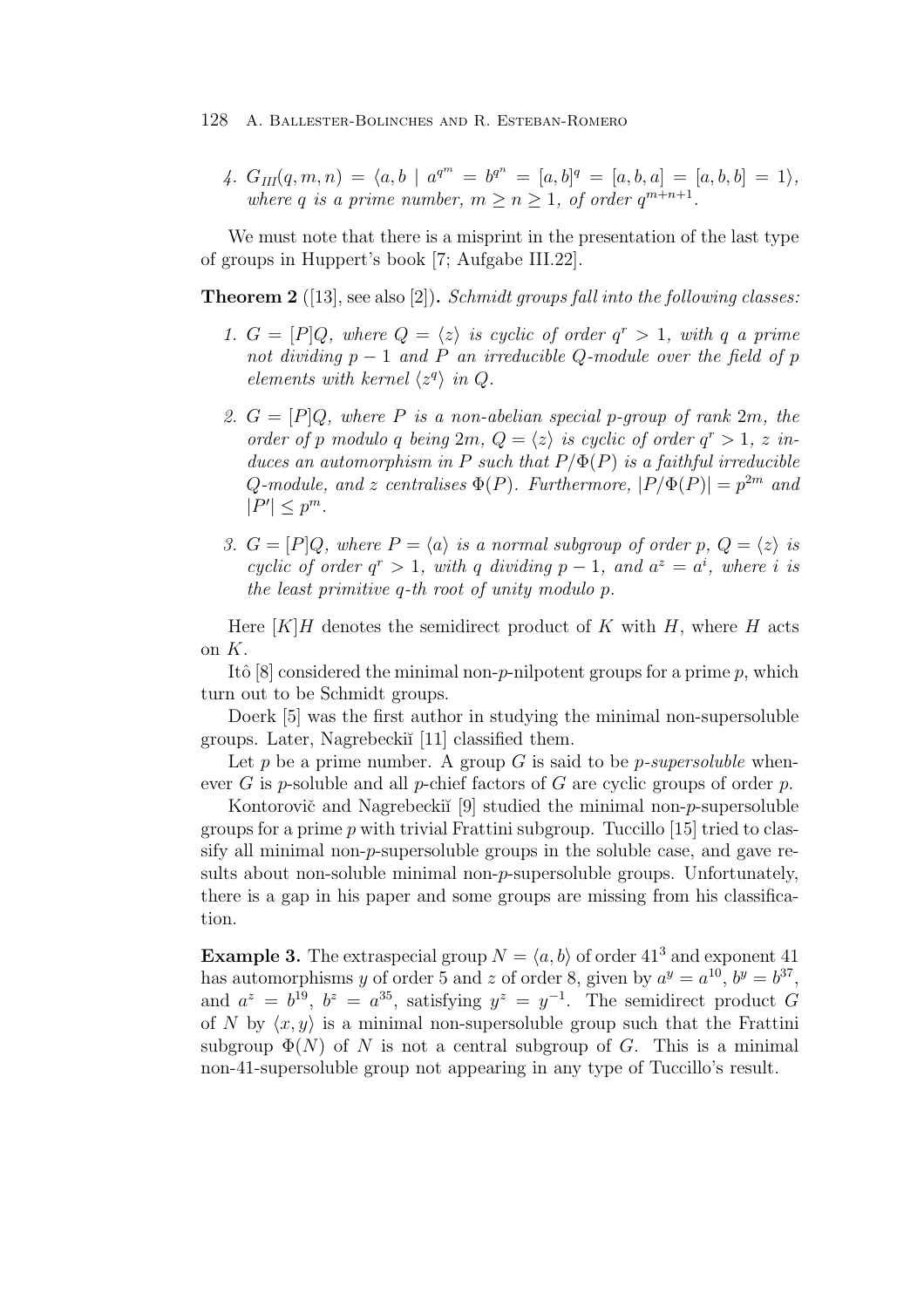4. $G_{III}(q,m,n) = \langle a, b \mid a^{q^m} = b^{q^n} = [a,b]^q = [a,b,a] = [a,b,b] = 1\rangle$, *where $q$ is a prime number, $m \geq n \geq 1$, of order $q^{m+n+1}$.*

We must note that there is a misprint in the presentation of the last type of groups in Huppert's book [7; Aufgabe III.22].

**Theorem 2** ([13], see also [2])**.** *Schmidt groups fall into the following classes:*

1. *$G = [P]Q$, where $Q = \langle z \rangle$ is cyclic of order $q^r > 1$, with $q$ a prime not dividing $p-1$ and $P$ an irreducible $Q$-module over the field of $p$ elements with kernel $\langle z^q \rangle$ in $Q$.*
2. *$G = [P]Q$, where $P$ is a non-abelian special $p$-group of rank $2m$, the order of $p$ modulo $q$ being $2m$, $Q = \langle z \rangle$ is cyclic of order $q^r > 1$, $z$ induces an automorphism in $P$ such that $P/\Phi(P)$ is a faithful irreducible $Q$-module, and $z$ centralises $\Phi(P)$. Furthermore, $|P/\Phi(P)| = p^{2m}$ and $|P'| \leq p^m$.*
3. *$G = [P]Q$, where $P = \langle a \rangle$ is a normal subgroup of order $p$, $Q = \langle z \rangle$ is cyclic of order $q^r > 1$, with $q$ dividing $p-1$, and $a^z = a^i$, where $i$ is the least primitive $q$-th root of unity modulo $p$.*

Here $[K]H$ denotes the semidirect product of $K$ with $H$, where $H$ acts on $K$.

Itô [8] considered the minimal non-$p$-nilpotent groups for a prime $p$, which turn out to be Schmidt groups.

Doerk [5] was the first author in studying the minimal non-supersoluble groups. Later, Nagrebeckiĭ [11] classified them.

Let $p$ be a prime number. A group $G$ is said to be *$p$-supersoluble* whenever $G$ is $p$-soluble and all $p$-chief factors of $G$ are cyclic groups of order $p$.

Kontorovič and Nagrebeckiĭ [9] studied the minimal non-$p$-supersoluble groups for a prime $p$ with trivial Frattini subgroup. Tuccillo [15] tried to classify all minimal non-$p$-supersoluble groups in the soluble case, and gave results about non-soluble minimal non-$p$-supersoluble groups. Unfortunately, there is a gap in his paper and some groups are missing from his classification.

**Example 3.** The extraspecial group $N = \langle a, b \rangle$ of order $41^3$ and exponent 41 has automorphisms $y$ of order 5 and $z$ of order 8, given by $a^y = a^{10}$, $b^y = b^{37}$, and $a^z = b^{19}$, $b^z = a^{35}$, satisfying $y^z = y^{-1}$. The semidirect product $G$ of $N$ by $\langle x, y \rangle$ is a minimal non-supersoluble group such that the Frattini subgroup $\Phi(N)$ of $N$ is not a central subgroup of $G$. This is a minimal non-41-supersoluble group not appearing in any type of Tuccillo's result.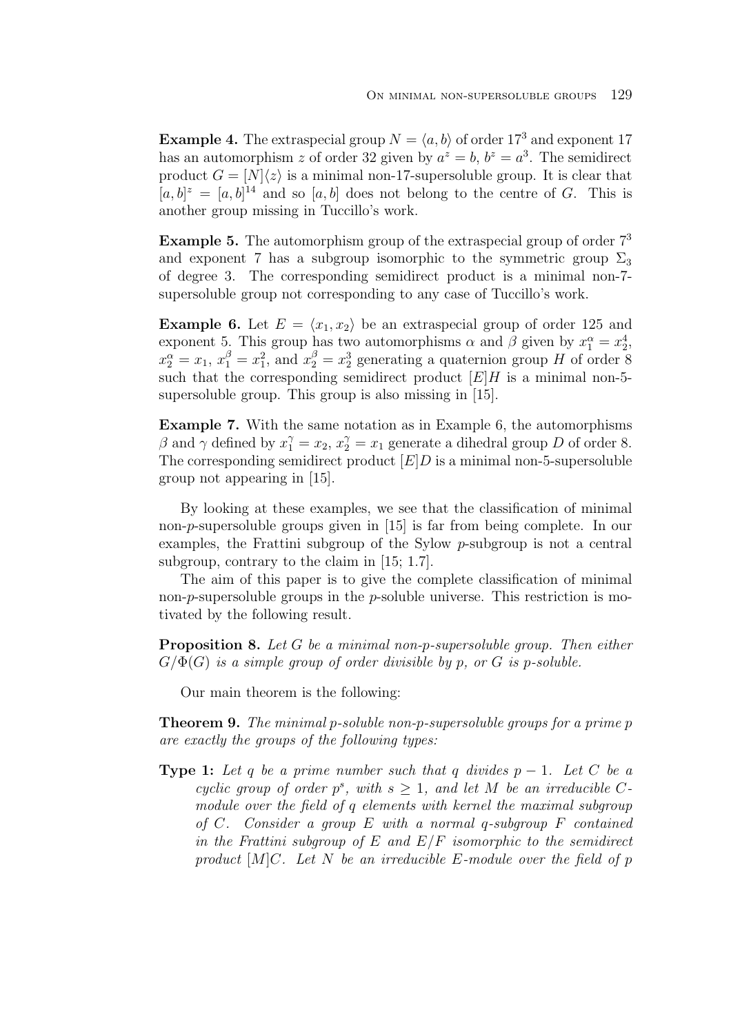**Example 4.** The extraspecial group $N = \langle a, b\rangle$ of order $17^3$ and exponent 17 has an automorphism $z$ of order 32 given by $a^z = b$, $b^z = a^3$. The semidirect product $G = [N]\langle z\rangle$ is a minimal non-17-supersoluble group. It is clear that $[a, b]^z = [a, b]^{14}$ and so $[a, b]$ does not belong to the centre of $G$. This is another group missing in Tuccillo's work.

**Example 5.** The automorphism group of the extraspecial group of order $7^3$ and exponent 7 has a subgroup isomorphic to the symmetric group $\Sigma_3$ of degree 3. The corresponding semidirect product is a minimal non-7-supersoluble group not corresponding to any case of Tuccillo's work.

**Example 6.** Let $E = \langle x_1, x_2\rangle$ be an extraspecial group of order 125 and exponent 5. This group has two automorphisms $\alpha$ and $\beta$ given by $x_1^\alpha = x_2^4$, $x_2^\alpha = x_1$, $x_1^\beta = x_1^2$, and $x_2^\beta = x_2^3$ generating a quaternion group $H$ of order 8 such that the corresponding semidirect product $[E]H$ is a minimal non-5-supersoluble group. This group is also missing in [15].

**Example 7.** With the same notation as in Example 6, the automorphisms $\beta$ and $\gamma$ defined by $x_1^\gamma = x_2$, $x_2^\gamma = x_1$ generate a dihedral group $D$ of order 8. The corresponding semidirect product $[E]D$ is a minimal non-5-supersoluble group not appearing in [15].

By looking at these examples, we see that the classification of minimal non-$p$-supersoluble groups given in [15] is far from being complete. In our examples, the Frattini subgroup of the Sylow $p$-subgroup is not a central subgroup, contrary to the claim in [15; 1.7].

The aim of this paper is to give the complete classification of minimal non-$p$-supersoluble groups in the $p$-soluble universe. This restriction is motivated by the following result.

**Proposition 8.** *Let $G$ be a minimal non-$p$-supersoluble group. Then either $G/\Phi(G)$ is a simple group of order divisible by $p$, or $G$ is $p$-soluble.*

Our main theorem is the following:

**Theorem 9.** *The minimal $p$-soluble non-$p$-supersoluble groups for a prime $p$ are exactly the groups of the following types:*

**Type 1:** *Let $q$ be a prime number such that $q$ divides $p - 1$. Let $C$ be a cyclic group of order $p^s$, with $s \geq 1$, and let $M$ be an irreducible $C$-module over the field of $q$ elements with kernel the maximal subgroup of $C$. Consider a group $E$ with a normal $q$-subgroup $F$ contained in the Frattini subgroup of $E$ and $E/F$ isomorphic to the semidirect product $[M]C$. Let $N$ be an irreducible $E$-module over the field of $p$*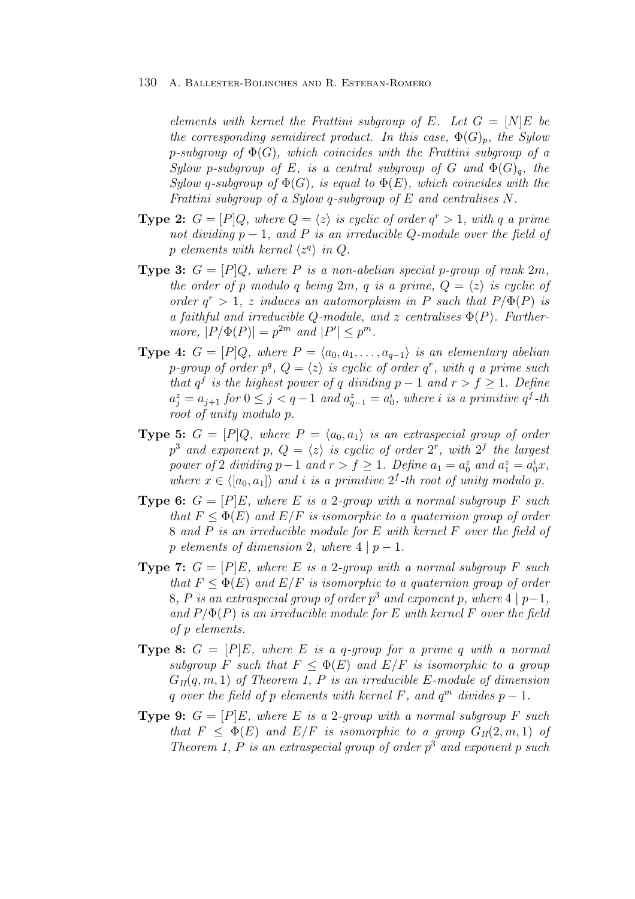*elements with kernel the Frattini subgroup of $E$. Let $G = [N]E$ be the corresponding semidirect product. In this case, $\Phi(G)_p$, the Sylow $p$-subgroup of $\Phi(G)$, which coincides with the Frattini subgroup of a Sylow $p$-subgroup of $E$, is a central subgroup of $G$ and $\Phi(G)_q$, the Sylow $q$-subgroup of $\Phi(G)$, is equal to $\Phi(E)$, which coincides with the Frattini subgroup of a Sylow $q$-subgroup of $E$ and centralises $N$.*

**Type 2:** *$G = [P]Q$, where $Q = \langle z \rangle$ is cyclic of order $q^r > 1$, with $q$ a prime not dividing $p - 1$, and $P$ is an irreducible $Q$-module over the field of $p$ elements with kernel $\langle z^q \rangle$ in $Q$.*

**Type 3:** *$G = [P]Q$, where $P$ is a non-abelian special $p$-group of rank $2m$, the order of $p$ modulo $q$ being $2m$, $q$ is a prime, $Q = \langle z \rangle$ is cyclic of order $q^r > 1$, $z$ induces an automorphism in $P$ such that $P/\Phi(P)$ is a faithful and irreducible $Q$-module, and $z$ centralises $\Phi(P)$. Furthermore, $|P/\Phi(P)| = p^{2m}$ and $|P'| \leq p^m$.*

**Type 4:** *$G = [P]Q$, where $P = \langle a_0, a_1, \ldots, a_{q-1} \rangle$ is an elementary abelian $p$-group of order $p^q$, $Q = \langle z \rangle$ is cyclic of order $q^r$, with $q$ a prime such that $q^f$ is the highest power of $q$ dividing $p - 1$ and $r > f \geq 1$. Define $a_j^z = a_{j+1}$ for $0 \leq j < q - 1$ and $a_{q-1}^z = a_0^i$, where $i$ is a primitive $q^f$-th root of unity modulo $p$.*

**Type 5:** *$G = [P]Q$, where $P = \langle a_0, a_1 \rangle$ is an extraspecial group of order $p^3$ and exponent $p$, $Q = \langle z \rangle$ is cyclic of order $2^r$, with $2^f$ the largest power of 2 dividing $p - 1$ and $r > f \geq 1$. Define $a_1 = a_0^z$ and $a_1^z = a_0^i x$, where $x \in \langle [a_0, a_1] \rangle$ and $i$ is a primitive $2^f$-th root of unity modulo $p$.*

**Type 6:** *$G = [P]E$, where $E$ is a 2-group with a normal subgroup $F$ such that $F \leq \Phi(E)$ and $E/F$ is isomorphic to a quaternion group of order 8 and $P$ is an irreducible module for $E$ with kernel $F$ over the field of $p$ elements of dimension 2, where $4 \mid p - 1$.*

**Type 7:** *$G = [P]E$, where $E$ is a 2-group with a normal subgroup $F$ such that $F \leq \Phi(E)$ and $E/F$ is isomorphic to a quaternion group of order 8, $P$ is an extraspecial group of order $p^3$ and exponent $p$, where $4 \mid p-1$, and $P/\Phi(P)$ is an irreducible module for $E$ with kernel $F$ over the field of $p$ elements.*

**Type 8:** *$G = [P]E$, where $E$ is a $q$-group for a prime $q$ with a normal subgroup $F$ such that $F \leq \Phi(E)$ and $E/F$ is isomorphic to a group $G_{II}(q, m, 1)$ of Theorem 1, $P$ is an irreducible $E$-module of dimension $q$ over the field of $p$ elements with kernel $F$, and $q^m$ divides $p - 1$.*

**Type 9:** *$G = [P]E$, where $E$ is a 2-group with a normal subgroup $F$ such that $F \leq \Phi(E)$ and $E/F$ is isomorphic to a group $G_{II}(2, m, 1)$ of Theorem 1, $P$ is an extraspecial group of order $p^3$ and exponent $p$ such*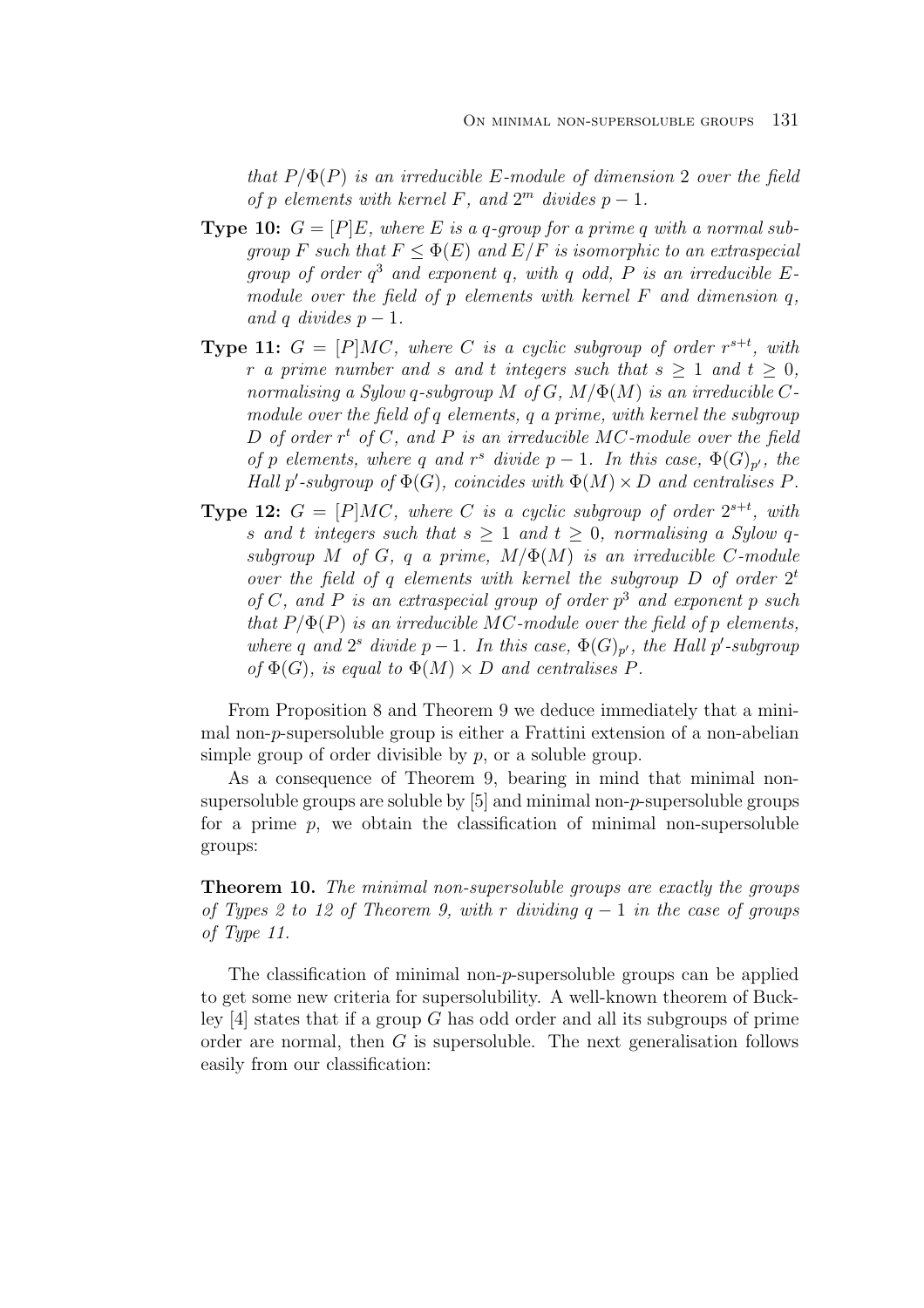*that $P/\Phi(P)$ is an irreducible $E$-module of dimension 2 over the field of $p$ elements with kernel $F$, and $2^m$ divides $p-1$.*

**Type 10:** *$G = [P]E$, where $E$ is a $q$-group for a prime $q$ with a normal subgroup $F$ such that $F \leq \Phi(E)$ and $E/F$ is isomorphic to an extraspecial group of order $q^3$ and exponent $q$, with $q$ odd, $P$ is an irreducible $E$-module over the field of $p$ elements with kernel $F$ and dimension $q$, and $q$ divides $p-1$.*

**Type 11:** *$G = [P]MC$, where $C$ is a cyclic subgroup of order $r^{s+t}$, with $r$ a prime number and $s$ and $t$ integers such that $s \geq 1$ and $t \geq 0$, normalising a Sylow $q$-subgroup $M$ of $G$, $M/\Phi(M)$ is an irreducible $C$-module over the field of $q$ elements, $q$ a prime, with kernel the subgroup $D$ of order $r^t$ of $C$, and $P$ is an irreducible $MC$-module over the field of $p$ elements, where $q$ and $r^s$ divide $p-1$. In this case, $\Phi(G)_{p'}$, the Hall $p'$-subgroup of $\Phi(G)$, coincides with $\Phi(M) \times D$ and centralises $P$.*

**Type 12:** *$G = [P]MC$, where $C$ is a cyclic subgroup of order $2^{s+t}$, with $s$ and $t$ integers such that $s \geq 1$ and $t \geq 0$, normalising a Sylow $q$-subgroup $M$ of $G$, $q$ a prime, $M/\Phi(M)$ is an irreducible $C$-module over the field of $q$ elements with kernel the subgroup $D$ of order $2^t$ of $C$, and $P$ is an extraspecial group of order $p^3$ and exponent $p$ such that $P/\Phi(P)$ is an irreducible $MC$-module over the field of $p$ elements, where $q$ and $2^s$ divide $p-1$. In this case, $\Phi(G)_{p'}$, the Hall $p'$-subgroup of $\Phi(G)$, is equal to $\Phi(M) \times D$ and centralises $P$.*

From Proposition 8 and Theorem 9 we deduce immediately that a minimal non-$p$-supersoluble group is either a Frattini extension of a non-abelian simple group of order divisible by $p$, or a soluble group.

As a consequence of Theorem 9, bearing in mind that minimal non-supersoluble groups are soluble by [5] and minimal non-$p$-supersoluble groups for a prime $p$, we obtain the classification of minimal non-supersoluble groups:

**Theorem 10.** *The minimal non-supersoluble groups are exactly the groups of Types 2 to 12 of Theorem 9, with $r$ dividing $q-1$ in the case of groups of Type 11.*

The classification of minimal non-$p$-supersoluble groups can be applied to get some new criteria for supersolubility. A well-known theorem of Buckley [4] states that if a group $G$ has odd order and all its subgroups of prime order are normal, then $G$ is supersoluble. The next generalisation follows easily from our classification: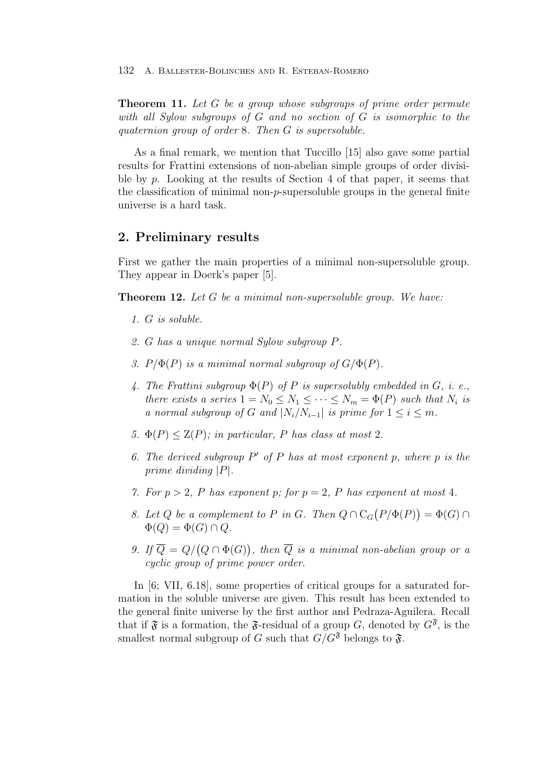**Theorem 11.** *Let $G$ be a group whose subgroups of prime order permute with all Sylow subgroups of $G$ and no section of $G$ is isomorphic to the quaternion group of order 8. Then $G$ is supersoluble.*

As a final remark, we mention that Tuccillo [15] also gave some partial results for Frattini extensions of non-abelian simple groups of order divisible by $p$. Looking at the results of Section 4 of that paper, it seems that the classification of minimal non-$p$-supersoluble groups in the general finite universe is a hard task.

## 2. Preliminary results

First we gather the main properties of a minimal non-supersoluble group. They appear in Doerk's paper [5].

**Theorem 12.** *Let $G$ be a minimal non-supersoluble group. We have:*

1. *$G$ is soluble.*
2. *$G$ has a unique normal Sylow subgroup $P$.*
3. *$P/\Phi(P)$ is a minimal normal subgroup of $G/\Phi(P)$.*
4. *The Frattini subgroup $\Phi(P)$ of $P$ is supersolubly embedded in $G$, i. e., there exists a series $1 = N_0 \leq N_1 \leq \cdots \leq N_m = \Phi(P)$ such that $N_i$ is a normal subgroup of $G$ and $|N_i/N_{i-1}|$ is prime for $1 \leq i \leq m$.*
5. *$\Phi(P) \leq \mathrm{Z}(P)$; in particular, $P$ has class at most 2.*
6. *The derived subgroup $P'$ of $P$ has at most exponent $p$, where $p$ is the prime dividing $|P|$.*
7. *For $p > 2$, $P$ has exponent $p$; for $p = 2$, $P$ has exponent at most 4.*
8. *Let $Q$ be a complement to $P$ in $G$. Then $Q \cap \mathrm{C}_G\big(P/\Phi(P)\big) = \Phi(G) \cap \Phi(Q) = \Phi(G) \cap Q$.*
9. *If $\overline{Q} = Q/\big(Q \cap \Phi(G)\big)$, then $\overline{Q}$ is a minimal non-abelian group or a cyclic group of prime power order.*

In [6; VII, 6.18], some properties of critical groups for a saturated formation in the soluble universe are given. This result has been extended to the general finite universe by the first author and Pedraza-Aguilera. Recall that if $\mathfrak{F}$ is a formation, the $\mathfrak{F}$-residual of a group $G$, denoted by $G^{\mathfrak{F}}$, is the smallest normal subgroup of $G$ such that $G/G^{\mathfrak{F}}$ belongs to $\mathfrak{F}$.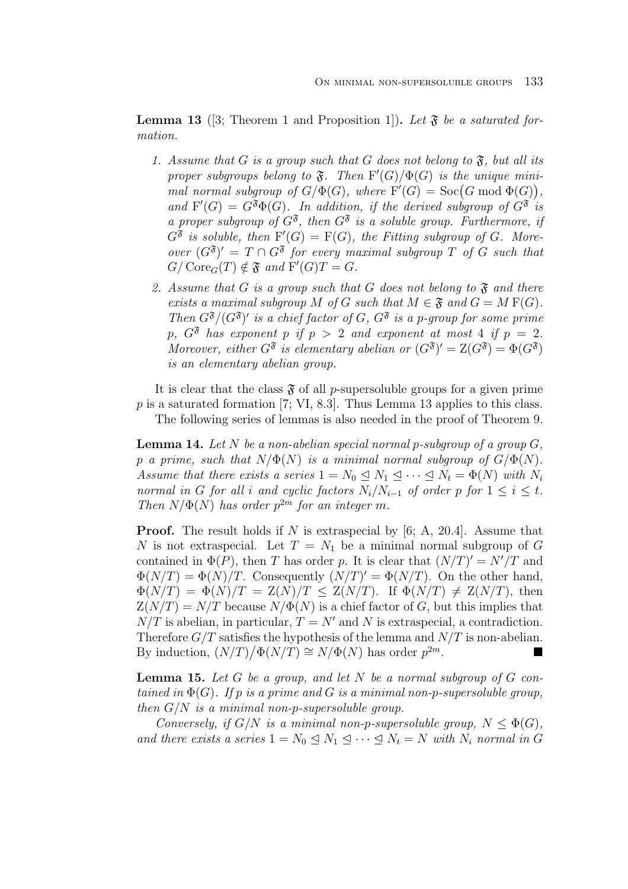**Lemma 13** ([3; Theorem 1 and Proposition 1])**.** *Let $\mathfrak{F}$ be a saturated formation.*

1. *Assume that $G$ is a group such that $G$ does not belong to $\mathfrak{F}$, but all its proper subgroups belong to $\mathfrak{F}$. Then $\mathrm{F}'(G)/\Phi(G)$ is the unique minimal normal subgroup of $G/\Phi(G)$, where $\mathrm{F}'(G) = \mathrm{Soc}\big(G \bmod \Phi(G)\big)$, and $\mathrm{F}'(G) = G^{\mathfrak{F}}\Phi(G)$. In addition, if the derived subgroup of $G^{\mathfrak{F}}$ is a proper subgroup of $G^{\mathfrak{F}}$, then $G^{\mathfrak{F}}$ is a soluble group. Furthermore, if $G^{\mathfrak{F}}$ is soluble, then $\mathrm{F}'(G) = \mathrm{F}(G)$, the Fitting subgroup of $G$. Moreover $(G^{\mathfrak{F}})' = T \cap G^{\mathfrak{F}}$ for every maximal subgroup $T$ of $G$ such that $G/\mathrm{Core}_G(T) \notin \mathfrak{F}$ and $\mathrm{F}'(G)T = G$.*
2. *Assume that $G$ is a group such that $G$ does not belong to $\mathfrak{F}$ and there exists a maximal subgroup $M$ of $G$ such that $M \in \mathfrak{F}$ and $G = M\,\mathrm{F}(G)$. Then $G^{\mathfrak{F}}/(G^{\mathfrak{F}})'$ is a chief factor of $G$, $G^{\mathfrak{F}}$ is a $p$-group for some prime $p$, $G^{\mathfrak{F}}$ has exponent $p$ if $p > 2$ and exponent at most 4 if $p = 2$. Moreover, either $G^{\mathfrak{F}}$ is elementary abelian or $(G^{\mathfrak{F}})' = \mathrm{Z}(G^{\mathfrak{F}}) = \Phi(G^{\mathfrak{F}})$ is an elementary abelian group.*

It is clear that the class $\mathfrak{F}$ of all $p$-supersoluble groups for a given prime $p$ is a saturated formation [7; VI, 8.3]. Thus Lemma 13 applies to this class.

The following series of lemmas is also needed in the proof of Theorem 9.

**Lemma 14.** *Let $N$ be a non-abelian special normal $p$-subgroup of a group $G$, $p$ a prime, such that $N/\Phi(N)$ is a minimal normal subgroup of $G/\Phi(N)$. Assume that there exists a series $1 = N_0 \trianglelefteq N_1 \trianglelefteq \cdots \trianglelefteq N_t = \Phi(N)$ with $N_i$ normal in $G$ for all $i$ and cyclic factors $N_i/N_{i-1}$ of order $p$ for $1 \le i \le t$. Then $N/\Phi(N)$ has order $p^{2m}$ for an integer $m$.*

**Proof.** The result holds if $N$ is extraspecial by [6; A, 20.4]. Assume that $N$ is not extraspecial. Let $T = N_1$ be a minimal normal subgroup of $G$ contained in $\Phi(P)$, then $T$ has order $p$. It is clear that $(N/T)' = N'/T$ and $\Phi(N/T) = \Phi(N)/T$. Consequently $(N/T)' = \Phi(N/T)$. On the other hand, $\Phi(N/T) = \Phi(N)/T = \mathrm{Z}(N)/T \le \mathrm{Z}(N/T)$. If $\Phi(N/T) \neq \mathrm{Z}(N/T)$, then $\mathrm{Z}(N/T) = N/T$ because $N/\Phi(N)$ is a chief factor of $G$, but this implies that $N/T$ is abelian, in particular, $T = N'$ and $N$ is extraspecial, a contradiction. Therefore $G/T$ satisfies the hypothesis of the lemma and $N/T$ is non-abelian. By induction, $(N/T)\big/\Phi(N/T) \cong N/\Phi(N)$ has order $p^{2m}$. ■

**Lemma 15.** *Let $G$ be a group, and let $N$ be a normal subgroup of $G$ contained in $\Phi(G)$. If $p$ is a prime and $G$ is a minimal non-$p$-supersoluble group, then $G/N$ is a minimal non-$p$-supersoluble group.*

*Conversely, if $G/N$ is a minimal non-$p$-supersoluble group, $N \le \Phi(G)$, and there exists a series $1 = N_0 \trianglelefteq N_1 \trianglelefteq \cdots \trianglelefteq N_t = N$ with $N_i$ normal in $G$*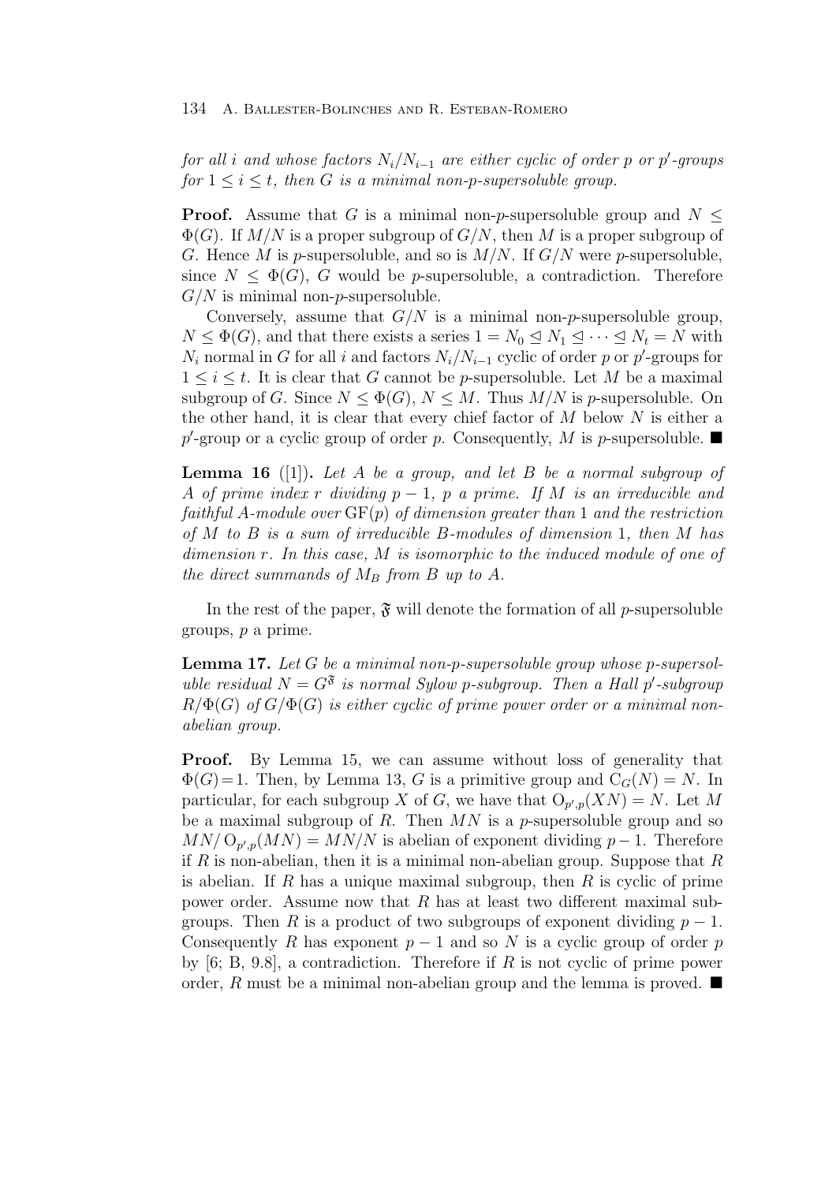*for all $i$ and whose factors $N_i/N_{i-1}$ are either cyclic of order $p$ or $p'$-groups for $1 \leq i \leq t$, then $G$ is a minimal non-$p$-supersoluble group.*

**Proof.** Assume that $G$ is a minimal non-$p$-supersoluble group and $N \leq \Phi(G)$. If $M/N$ is a proper subgroup of $G/N$, then $M$ is a proper subgroup of $G$. Hence $M$ is $p$-supersoluble, and so is $M/N$. If $G/N$ were $p$-supersoluble, since $N \leq \Phi(G)$, $G$ would be $p$-supersoluble, a contradiction. Therefore $G/N$ is minimal non-$p$-supersoluble.

Conversely, assume that $G/N$ is a minimal non-$p$-supersoluble group, $N \leq \Phi(G)$, and that there exists a series $1 = N_0 \trianglelefteq N_1 \trianglelefteq \cdots \trianglelefteq N_t = N$ with $N_i$ normal in $G$ for all $i$ and factors $N_i/N_{i-1}$ cyclic of order $p$ or $p'$-groups for $1 \leq i \leq t$. It is clear that $G$ cannot be $p$-supersoluble. Let $M$ be a maximal subgroup of $G$. Since $N \leq \Phi(G)$, $N \leq M$. Thus $M/N$ is $p$-supersoluble. On the other hand, it is clear that every chief factor of $M$ below $N$ is either a $p'$-group or a cyclic group of order $p$. Consequently, $M$ is $p$-supersoluble. ■

**Lemma 16** ([1])**.** *Let $A$ be a group, and let $B$ be a normal subgroup of $A$ of prime index $r$ dividing $p-1$, $p$ a prime. If $M$ is an irreducible and faithful $A$-module over $\mathrm{GF}(p)$ of dimension greater than 1 and the restriction of $M$ to $B$ is a sum of irreducible $B$-modules of dimension 1, then $M$ has dimension $r$. In this case, $M$ is isomorphic to the induced module of one of the direct summands of $M_B$ from $B$ up to $A$.*

In the rest of the paper, $\mathfrak{F}$ will denote the formation of all $p$-supersoluble groups, $p$ a prime.

**Lemma 17.** *Let $G$ be a minimal non-$p$-supersoluble group whose $p$-supersoluble residual $N = G^{\mathfrak{F}}$ is normal Sylow $p$-subgroup. Then a Hall $p'$-subgroup $R/\Phi(G)$ of $G/\Phi(G)$ is either cyclic of prime power order or a minimal non-abelian group.*

**Proof.** By Lemma 15, we can assume without loss of generality that $\Phi(G)=1$. Then, by Lemma 13, $G$ is a primitive group and $\mathrm{C}_G(N) = N$. In particular, for each subgroup $X$ of $G$, we have that $\mathrm{O}_{p',p}(XN) = N$. Let $M$ be a maximal subgroup of $R$. Then $MN$ is a $p$-supersoluble group and so $MN/\mathrm{O}_{p',p}(MN) = MN/N$ is abelian of exponent dividing $p-1$. Therefore if $R$ is non-abelian, then it is a minimal non-abelian group. Suppose that $R$ is abelian. If $R$ has a unique maximal subgroup, then $R$ is cyclic of prime power order. Assume now that $R$ has at least two different maximal subgroups. Then $R$ is a product of two subgroups of exponent dividing $p-1$. Consequently $R$ has exponent $p-1$ and so $N$ is a cyclic group of order $p$ by [6; B, 9.8], a contradiction. Therefore if $R$ is not cyclic of prime power order, $R$ must be a minimal non-abelian group and the lemma is proved. ■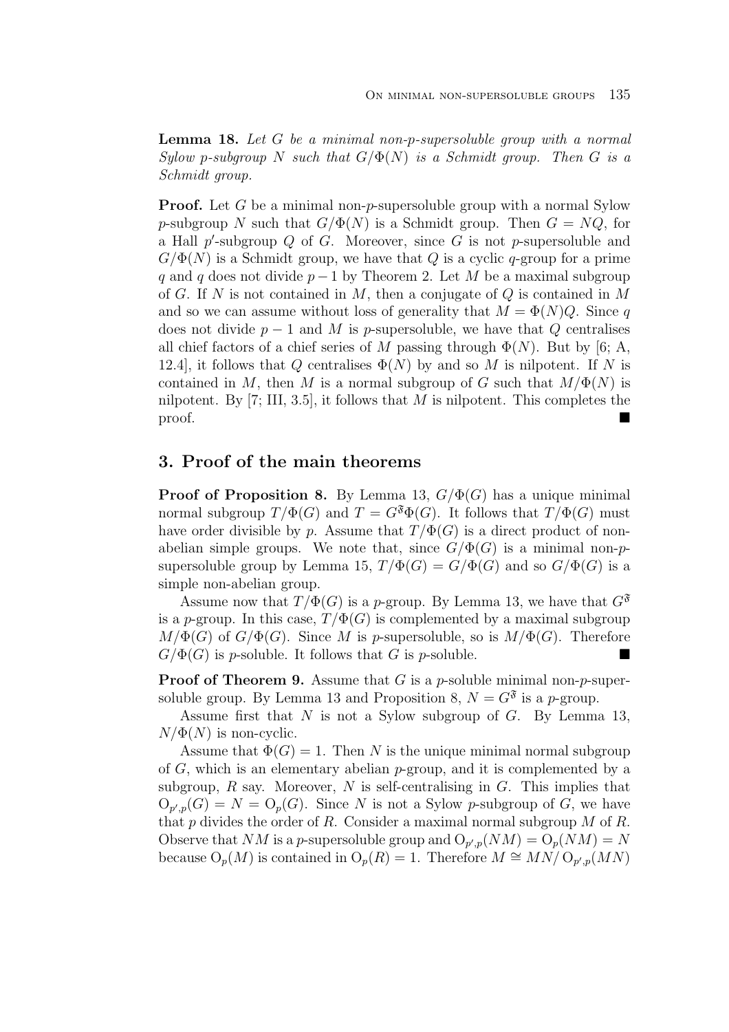**Lemma 18.** *Let $G$ be a minimal non-$p$-supersoluble group with a normal Sylow $p$-subgroup $N$ such that $G/\Phi(N)$ is a Schmidt group. Then $G$ is a Schmidt group.*

**Proof.** Let $G$ be a minimal non-$p$-supersoluble group with a normal Sylow $p$-subgroup $N$ such that $G/\Phi(N)$ is a Schmidt group. Then $G = NQ$, for a Hall $p'$-subgroup $Q$ of $G$. Moreover, since $G$ is not $p$-supersoluble and $G/\Phi(N)$ is a Schmidt group, we have that $Q$ is a cyclic $q$-group for a prime $q$ and $q$ does not divide $p-1$ by Theorem 2. Let $M$ be a maximal subgroup of $G$. If $N$ is not contained in $M$, then a conjugate of $Q$ is contained in $M$ and so we can assume without loss of generality that $M = \Phi(N)Q$. Since $q$ does not divide $p-1$ and $M$ is $p$-supersoluble, we have that $Q$ centralises all chief factors of a chief series of $M$ passing through $\Phi(N)$. But by [6; A, 12.4], it follows that $Q$ centralises $\Phi(N)$ by and so $M$ is nilpotent. If $N$ is contained in $M$, then $M$ is a normal subgroup of $G$ such that $M/\Phi(N)$ is nilpotent. By [7; III, 3.5], it follows that $M$ is nilpotent. This completes the proof. ■

## 3. Proof of the main theorems

**Proof of Proposition 8.** By Lemma 13, $G/\Phi(G)$ has a unique minimal normal subgroup $T/\Phi(G)$ and $T = G^{\mathfrak{F}}\Phi(G)$. It follows that $T/\Phi(G)$ must have order divisible by $p$. Assume that $T/\Phi(G)$ is a direct product of non-abelian simple groups. We note that, since $G/\Phi(G)$ is a minimal non-$p$-supersoluble group by Lemma 15, $T/\Phi(G) = G/\Phi(G)$ and so $G/\Phi(G)$ is a simple non-abelian group.

Assume now that $T/\Phi(G)$ is a $p$-group. By Lemma 13, we have that $G^{\mathfrak{F}}$ is a $p$-group. In this case, $T/\Phi(G)$ is complemented by a maximal subgroup $M/\Phi(G)$ of $G/\Phi(G)$. Since $M$ is $p$-supersoluble, so is $M/\Phi(G)$. Therefore $G/\Phi(G)$ is $p$-soluble. It follows that $G$ is $p$-soluble. ■

**Proof of Theorem 9.** Assume that $G$ is a $p$-soluble minimal non-$p$-supersoluble group. By Lemma 13 and Proposition 8, $N = G^{\mathfrak{F}}$ is a $p$-group.

Assume first that $N$ is not a Sylow subgroup of $G$. By Lemma 13, $N/\Phi(N)$ is non-cyclic.

Assume that $\Phi(G) = 1$. Then $N$ is the unique minimal normal subgroup of $G$, which is an elementary abelian $p$-group, and it is complemented by a subgroup, $R$ say. Moreover, $N$ is self-centralising in $G$. This implies that $\mathrm{O}_{p',p}(G) = N = \mathrm{O}_p(G)$. Since $N$ is not a Sylow $p$-subgroup of $G$, we have that $p$ divides the order of $R$. Consider a maximal normal subgroup $M$ of $R$. Observe that $NM$ is a $p$-supersoluble group and $\mathrm{O}_{p',p}(NM) = \mathrm{O}_p(NM) = N$ because $\mathrm{O}_p(M)$ is contained in $\mathrm{O}_p(R) = 1$. Therefore $M \cong MN/\mathrm{O}_{p',p}(MN)$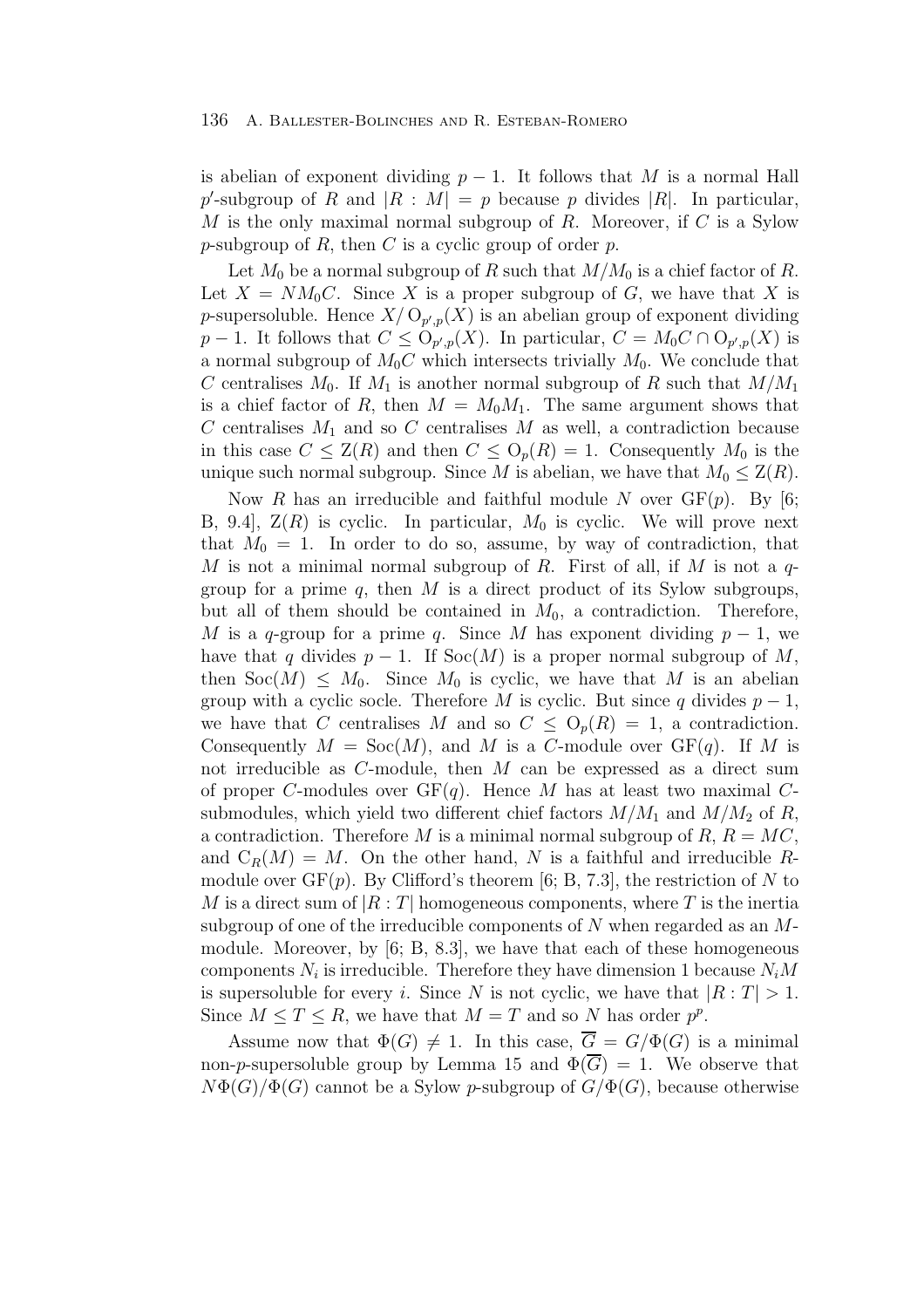is abelian of exponent dividing $p-1$. It follows that $M$ is a normal Hall $p'$-subgroup of $R$ and $|R:M| = p$ because $p$ divides $|R|$. In particular, $M$ is the only maximal normal subgroup of $R$. Moreover, if $C$ is a Sylow $p$-subgroup of $R$, then $C$ is a cyclic group of order $p$.

Let $M_0$ be a normal subgroup of $R$ such that $M/M_0$ is a chief factor of $R$. Let $X = NM_0C$. Since $X$ is a proper subgroup of $G$, we have that $X$ is $p$-supersoluble. Hence $X/\mathrm{O}_{p',p}(X)$ is an abelian group of exponent dividing $p-1$. It follows that $C \leq \mathrm{O}_{p',p}(X)$. In particular, $C = M_0C \cap \mathrm{O}_{p',p}(X)$ is a normal subgroup of $M_0C$ which intersects trivially $M_0$. We conclude that $C$ centralises $M_0$. If $M_1$ is another normal subgroup of $R$ such that $M/M_1$ is a chief factor of $R$, then $M = M_0M_1$. The same argument shows that $C$ centralises $M_1$ and so $C$ centralises $M$ as well, a contradiction because in this case $C \leq \mathrm{Z}(R)$ and then $C \leq \mathrm{O}_p(R) = 1$. Consequently $M_0$ is the unique such normal subgroup. Since $M$ is abelian, we have that $M_0 \leq \mathrm{Z}(R)$.

Now $R$ has an irreducible and faithful module $N$ over $\mathrm{GF}(p)$. By [6; B, 9.4], $\mathrm{Z}(R)$ is cyclic. In particular, $M_0$ is cyclic. We will prove next that $M_0 = 1$. In order to do so, assume, by way of contradiction, that $M$ is not a minimal normal subgroup of $R$. First of all, if $M$ is not a $q$-group for a prime $q$, then $M$ is a direct product of its Sylow subgroups, but all of them should be contained in $M_0$, a contradiction. Therefore, $M$ is a $q$-group for a prime $q$. Since $M$ has exponent dividing $p-1$, we have that $q$ divides $p-1$. If $\mathrm{Soc}(M)$ is a proper normal subgroup of $M$, then $\mathrm{Soc}(M) \leq M_0$. Since $M_0$ is cyclic, we have that $M$ is an abelian group with a cyclic socle. Therefore $M$ is cyclic. But since $q$ divides $p-1$, we have that $C$ centralises $M$ and so $C \leq \mathrm{O}_p(R) = 1$, a contradiction. Consequently $M = \mathrm{Soc}(M)$, and $M$ is a $C$-module over $\mathrm{GF}(q)$. If $M$ is not irreducible as $C$-module, then $M$ can be expressed as a direct sum of proper $C$-modules over $\mathrm{GF}(q)$. Hence $M$ has at least two maximal $C$-submodules, which yield two different chief factors $M/M_1$ and $M/M_2$ of $R$, a contradiction. Therefore $M$ is a minimal normal subgroup of $R$, $R = MC$, and $\mathrm{C}_R(M) = M$. On the other hand, $N$ is a faithful and irreducible $R$-module over $\mathrm{GF}(p)$. By Clifford's theorem [6; B, 7.3], the restriction of $N$ to $M$ is a direct sum of $|R:T|$ homogeneous components, where $T$ is the inertia subgroup of one of the irreducible components of $N$ when regarded as an $M$-module. Moreover, by [6; B, 8.3], we have that each of these homogeneous components $N_i$ is irreducible. Therefore they have dimension 1 because $N_iM$ is supersoluble for every $i$. Since $N$ is not cyclic, we have that $|R:T| > 1$. Since $M \leq T \leq R$, we have that $M = T$ and so $N$ has order $p^p$.

Assume now that $\Phi(G) \neq 1$. In this case, $\overline{G} = G/\Phi(G)$ is a minimal non-$p$-supersoluble group by Lemma 15 and $\Phi(\overline{G}) = 1$. We observe that $N\Phi(G)/\Phi(G)$ cannot be a Sylow $p$-subgroup of $G/\Phi(G)$, because otherwise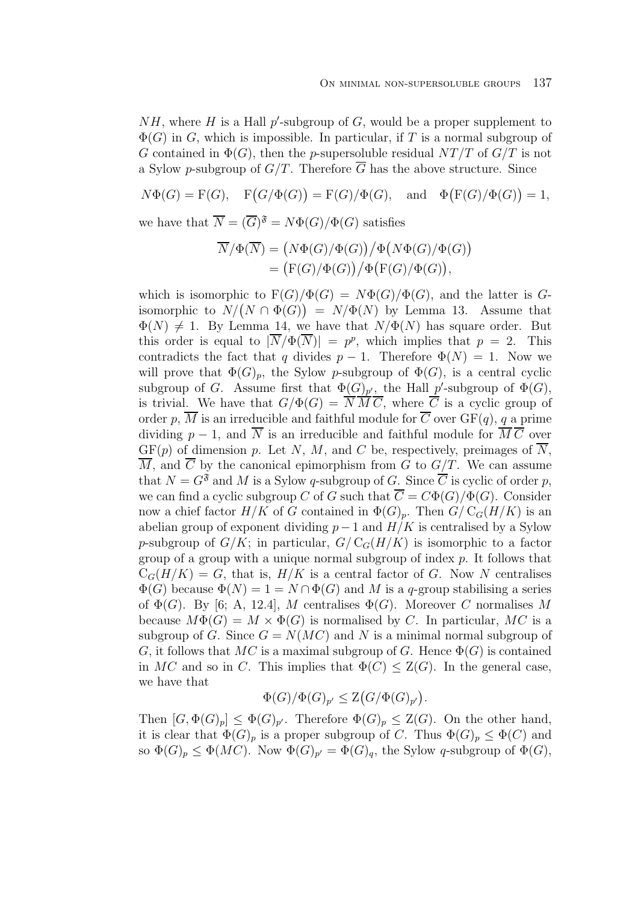$NH$, where $H$ is a Hall $p'$-subgroup of $G$, would be a proper supplement to $\Phi(G)$ in $G$, which is impossible. In particular, if $T$ is a normal subgroup of $G$ contained in $\Phi(G)$, then the $p$-supersoluble residual $NT/T$ of $G/T$ is not a Sylow $p$-subgroup of $G/T$. Therefore $\overline{G}$ has the above structure. Since

$$N\Phi(G) = \mathrm{F}(G), \quad \mathrm{F}\big(G/\Phi(G)\big) = \mathrm{F}(G)/\Phi(G), \quad \text{and} \quad \Phi\big(\mathrm{F}(G)/\Phi(G)\big) = 1,$$

we have that $\overline{N} = (\overline{G})^{\mathfrak{F}} = N\Phi(G)/\Phi(G)$ satisfies

$$\begin{aligned}\overline{N}/\Phi(\overline{N}) &= \big(N\Phi(G)/\Phi(G)\big)/\Phi\big(N\Phi(G)/\Phi(G)\big) \\ &= \big(\mathrm{F}(G)/\Phi(G)\big)/\Phi\big(\mathrm{F}(G)/\Phi(G)\big),\end{aligned}$$

which is isomorphic to $\mathrm{F}(G)/\Phi(G) = N\Phi(G)/\Phi(G)$, and the latter is $G$-isomorphic to $N/\big(N \cap \Phi(G)\big) = N/\Phi(N)$ by Lemma 13. Assume that $\Phi(N) \neq 1$. By Lemma 14, we have that $N/\Phi(N)$ has square order. But this order is equal to $|\overline{N}/\Phi(\overline{N})| = p^p$, which implies that $p = 2$. This contradicts the fact that $q$ divides $p-1$. Therefore $\Phi(N) = 1$. Now we will prove that $\Phi(G)_p$, the Sylow $p$-subgroup of $\Phi(G)$, is a central cyclic subgroup of $G$. Assume first that $\Phi(G)_{p'}$, the Hall $p'$-subgroup of $\Phi(G)$, is trivial. We have that $G/\Phi(G) = \overline{N}\,\overline{M}\,\overline{C}$, where $\overline{C}$ is a cyclic group of order $p$, $\overline{M}$ is an irreducible and faithful module for $\overline{C}$ over $\mathrm{GF}(q)$, $q$ a prime dividing $p-1$, and $\overline{N}$ is an irreducible and faithful module for $\overline{M}\,\overline{C}$ over $\mathrm{GF}(p)$ of dimension $p$. Let $N$, $M$, and $C$ be, respectively, preimages of $\overline{N}$, $\overline{M}$, and $\overline{C}$ by the canonical epimorphism from $G$ to $G/T$. We can assume that $N = G^{\mathfrak{F}}$ and $M$ is a Sylow $q$-subgroup of $G$. Since $\overline{C}$ is cyclic of order $p$, we can find a cyclic subgroup $C$ of $G$ such that $\overline{C} = C\Phi(G)/\Phi(G)$. Consider now a chief factor $H/K$ of $G$ contained in $\Phi(G)_p$. Then $G/\mathrm{C}_G(H/K)$ is an abelian group of exponent dividing $p-1$ and $H/K$ is centralised by a Sylow $p$-subgroup of $G/K$; in particular, $G/\mathrm{C}_G(H/K)$ is isomorphic to a factor group of a group with a unique normal subgroup of index $p$. It follows that $\mathrm{C}_G(H/K) = G$, that is, $H/K$ is a central factor of $G$. Now $N$ centralises $\Phi(G)$ because $\Phi(N) = 1 = N \cap \Phi(G)$ and $M$ is a $q$-group stabilising a series of $\Phi(G)$. By [6; A, 12.4], $M$ centralises $\Phi(G)$. Moreover $C$ normalises $M$ because $M\Phi(G) = M \times \Phi(G)$ is normalised by $C$. In particular, $MC$ is a subgroup of $G$. Since $G = N(MC)$ and $N$ is a minimal normal subgroup of $G$, it follows that $MC$ is a maximal subgroup of $G$. Hence $\Phi(G)$ is contained in $MC$ and so in $C$. This implies that $\Phi(C) \leq \mathrm{Z}(G)$. In the general case, we have that

$$\Phi(G)/\Phi(G)_{p'} \leq \mathrm{Z}\big(G/\Phi(G)_{p'}\big).$$

Then $[G, \Phi(G)_p] \leq \Phi(G)_{p'}$. Therefore $\Phi(G)_p \leq \mathrm{Z}(G)$. On the other hand, it is clear that $\Phi(G)_p$ is a proper subgroup of $C$. Thus $\Phi(G)_p \leq \Phi(C)$ and so $\Phi(G)_p \leq \Phi(MC)$. Now $\Phi(G)_{p'} = \Phi(G)_q$, the Sylow $q$-subgroup of $\Phi(G)$,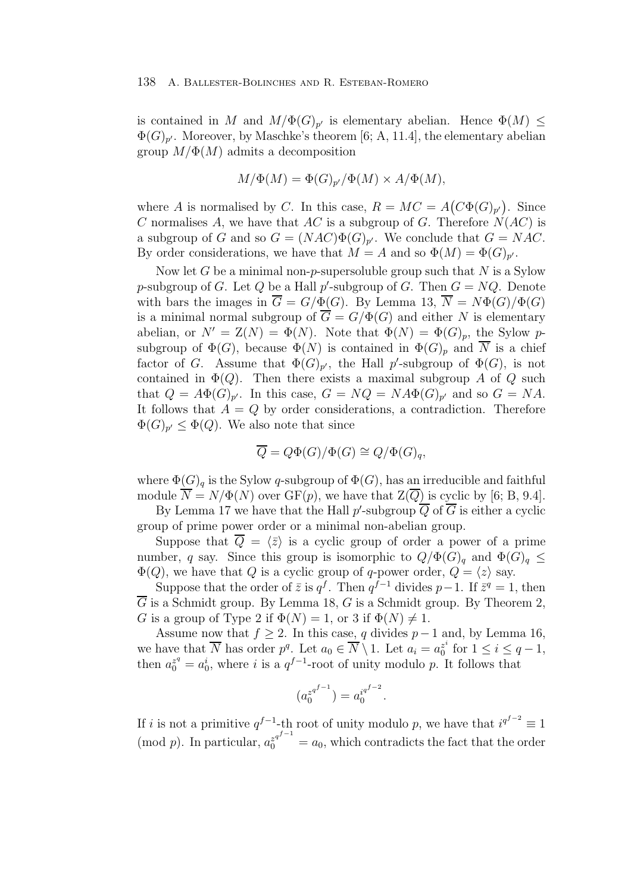is contained in $M$ and $M/\Phi(G)_{p'}$ is elementary abelian. Hence $\Phi(M) \leq \Phi(G)_{p'}$. Moreover, by Maschke's theorem [6; A, 11.4], the elementary abelian group $M/\Phi(M)$ admits a decomposition

$$M/\Phi(M) = \Phi(G)_{p'}/\Phi(M) \times A/\Phi(M),$$

where $A$ is normalised by $C$. In this case, $R = MC = A\big(C\Phi(G)_{p'}\big)$. Since $C$ normalises $A$, we have that $AC$ is a subgroup of $G$. Therefore $N(AC)$ is a subgroup of $G$ and so $G = (NAC)\Phi(G)_{p'}$. We conclude that $G = NAC$. By order considerations, we have that $M = A$ and so $\Phi(M) = \Phi(G)_{p'}$.

Now let $G$ be a minimal non-$p$-supersoluble group such that $N$ is a Sylow $p$-subgroup of $G$. Let $Q$ be a Hall $p'$-subgroup of $G$. Then $G = NQ$. Denote with bars the images in $\overline{G} = G/\Phi(G)$. By Lemma 13, $\overline{N} = N\Phi(G)/\Phi(G)$ is a minimal normal subgroup of $\overline{G} = G/\Phi(G)$ and either $N$ is elementary abelian, or $N' = \mathrm{Z}(N) = \Phi(N)$. Note that $\Phi(N) = \Phi(G)_p$, the Sylow $p$-subgroup of $\Phi(G)$, because $\Phi(N)$ is contained in $\Phi(G)_p$ and $\overline{N}$ is a chief factor of $G$. Assume that $\Phi(G)_{p'}$, the Hall $p'$-subgroup of $\Phi(G)$, is not contained in $\Phi(Q)$. Then there exists a maximal subgroup $A$ of $Q$ such that $Q = A\Phi(G)_{p'}$. In this case, $G = NQ = NA\Phi(G)_{p'}$ and so $G = NA$. It follows that $A = Q$ by order considerations, a contradiction. Therefore $\Phi(G)_{p'} \leq \Phi(Q)$. We also note that since

$$\overline{Q} = Q\Phi(G)/\Phi(G) \cong Q/\Phi(G)_q,$$

where $\Phi(G)_q$ is the Sylow $q$-subgroup of $\Phi(G)$, has an irreducible and faithful module $\overline{N} = N/\Phi(N)$ over $\mathrm{GF}(p)$, we have that $\mathrm{Z}(\overline{Q})$ is cyclic by [6; B, 9.4].

By Lemma 17 we have that the Hall $p'$-subgroup $\overline{Q}$ of $\overline{G}$ is either a cyclic group of prime power order or a minimal non-abelian group.

Suppose that $\overline{Q} = \langle \bar{z} \rangle$ is a cyclic group of order a power of a prime number, $q$ say. Since this group is isomorphic to $Q/\Phi(G)_q$ and $\Phi(G)_q \leq \Phi(Q)$, we have that $Q$ is a cyclic group of $q$-power order, $Q = \langle z \rangle$ say.

Suppose that the order of $\bar{z}$ is $q^f$. Then $q^{f-1}$ divides $p-1$. If $\bar{z}^q = 1$, then $\overline{G}$ is a Schmidt group. By Lemma 18, $G$ is a Schmidt group. By Theorem 2, $G$ is a group of Type 2 if $\Phi(N) = 1$, or 3 if $\Phi(N) \neq 1$.

Assume now that $f \geq 2$. In this case, $q$ divides $p-1$ and, by Lemma 16, we have that $\overline{N}$ has order $p^q$. Let $a_0 \in \overline{N} \setminus 1$. Let $a_i = a_0^{z^i}$ for $1 \leq i \leq q-1$, then $a_0^{z^q} = a_0^i$, where $i$ is a $q^{f-1}$-root of unity modulo $p$. It follows that

$$(a_0^{z^{q^{f-1}}}) = a_0^{i^{q^{f-2}}}.$$

If $i$ is not a primitive $q^{f-1}$-th root of unity modulo $p$, we have that $i^{q^{f-2}} \equiv 1 \pmod{p}$. In particular, $a_0^{z^{q^{f-1}}} = a_0$, which contradicts the fact that the order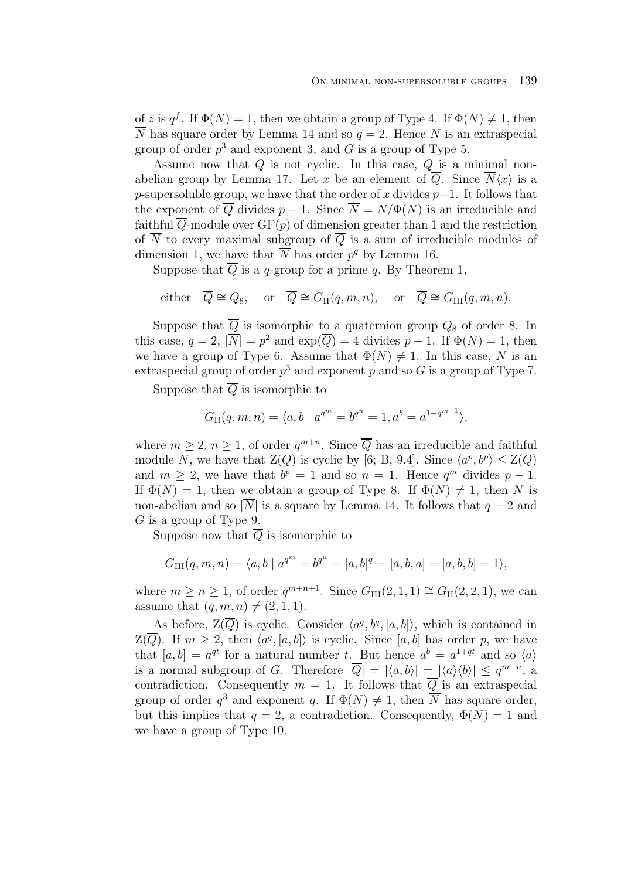of $\bar{z}$ is $q^f$. If $\Phi(N) = 1$, then we obtain a group of Type 4. If $\Phi(N) \neq 1$, then $\overline{N}$ has square order by Lemma 14 and so $q = 2$. Hence $N$ is an extraspecial group of order $p^3$ and exponent 3, and $G$ is a group of Type 5.

Assume now that $Q$ is not cyclic. In this case, $\overline{Q}$ is a minimal non-abelian group by Lemma 17. Let $x$ be an element of $\overline{Q}$. Since $\overline{N}\langle x\rangle$ is a $p$-supersoluble group, we have that the order of $x$ divides $p-1$. It follows that the exponent of $\overline{Q}$ divides $p-1$. Since $\overline{N} = N/\Phi(N)$ is an irreducible and faithful $\overline{Q}$-module over $\mathrm{GF}(p)$ of dimension greater than 1 and the restriction of $\overline{N}$ to every maximal subgroup of $\overline{Q}$ is a sum of irreducible modules of dimension 1, we have that $\overline{N}$ has order $p^q$ by Lemma 16.

Suppose that $\overline{Q}$ is a $q$-group for a prime $q$. By Theorem 1,

$$\text{either} \quad \overline{Q} \cong Q_8, \quad \text{or} \quad \overline{Q} \cong G_{\mathrm{II}}(q,m,n), \quad \text{or} \quad \overline{Q} \cong G_{\mathrm{III}}(q,m,n).$$

Suppose that $\overline{Q}$ is isomorphic to a quaternion group $Q_8$ of order 8. In this case, $q = 2$, $|\overline{N}| = p^2$ and $\exp(\overline{Q}) = 4$ divides $p-1$. If $\Phi(N) = 1$, then we have a group of Type 6. Assume that $\Phi(N) \neq 1$. In this case, $N$ is an extraspecial group of order $p^3$ and exponent $p$ and so $G$ is a group of Type 7.

Suppose that $\overline{Q}$ is isomorphic to

$$G_{\mathrm{II}}(q,m,n) = \langle a, b \mid a^{q^m} = b^{q^n} = 1, a^b = a^{1+q^{m-1}}\rangle,$$

where $m \geq 2$, $n \geq 1$, of order $q^{m+n}$. Since $\overline{Q}$ has an irreducible and faithful module $\overline{N}$, we have that $\mathrm{Z}(\overline{Q})$ is cyclic by [6; B, 9.4]. Since $\langle a^p, b^p\rangle \leq \mathrm{Z}(\overline{Q})$ and $m \geq 2$, we have that $b^p = 1$ and so $n = 1$. Hence $q^m$ divides $p-1$. If $\Phi(N) = 1$, then we obtain a group of Type 8. If $\Phi(N) \neq 1$, then $N$ is non-abelian and so $|\overline{N}|$ is a square by Lemma 14. It follows that $q = 2$ and $G$ is a group of Type 9.

Suppose now that $\overline{Q}$ is isomorphic to

$$G_{\mathrm{III}}(q,m,n) = \langle a, b \mid a^{q^m} = b^{q^n} = [a,b]^q = [a,b,a] = [a,b,b] = 1\rangle,$$

where $m \geq n \geq 1$, of order $q^{m+n+1}$. Since $G_{\mathrm{III}}(2,1,1) \cong G_{\mathrm{II}}(2,2,1)$, we can assume that $(q,m,n) \neq (2,1,1)$.

As before, $\mathrm{Z}(\overline{Q})$ is cyclic. Consider $\langle a^q, b^q, [a,b]\rangle$, which is contained in $\mathrm{Z}(\overline{Q})$. If $m \geq 2$, then $\langle a^q, [a,b]\rangle$ is cyclic. Since $[a,b]$ has order $p$, we have that $[a,b] = a^{qt}$ for a natural number $t$. But hence $a^b = a^{1+qt}$ and so $\langle a\rangle$ is a normal subgroup of $G$. Therefore $|\overline{Q}| = |\langle a,b\rangle| = |\langle a\rangle\langle b\rangle| \leq q^{m+n}$, a contradiction. Consequently $m = 1$. It follows that $\overline{Q}$ is an extraspecial group of order $q^3$ and exponent $q$. If $\Phi(N) \neq 1$, then $\overline{N}$ has square order, but this implies that $q = 2$, a contradiction. Consequently, $\Phi(N) = 1$ and we have a group of Type 10.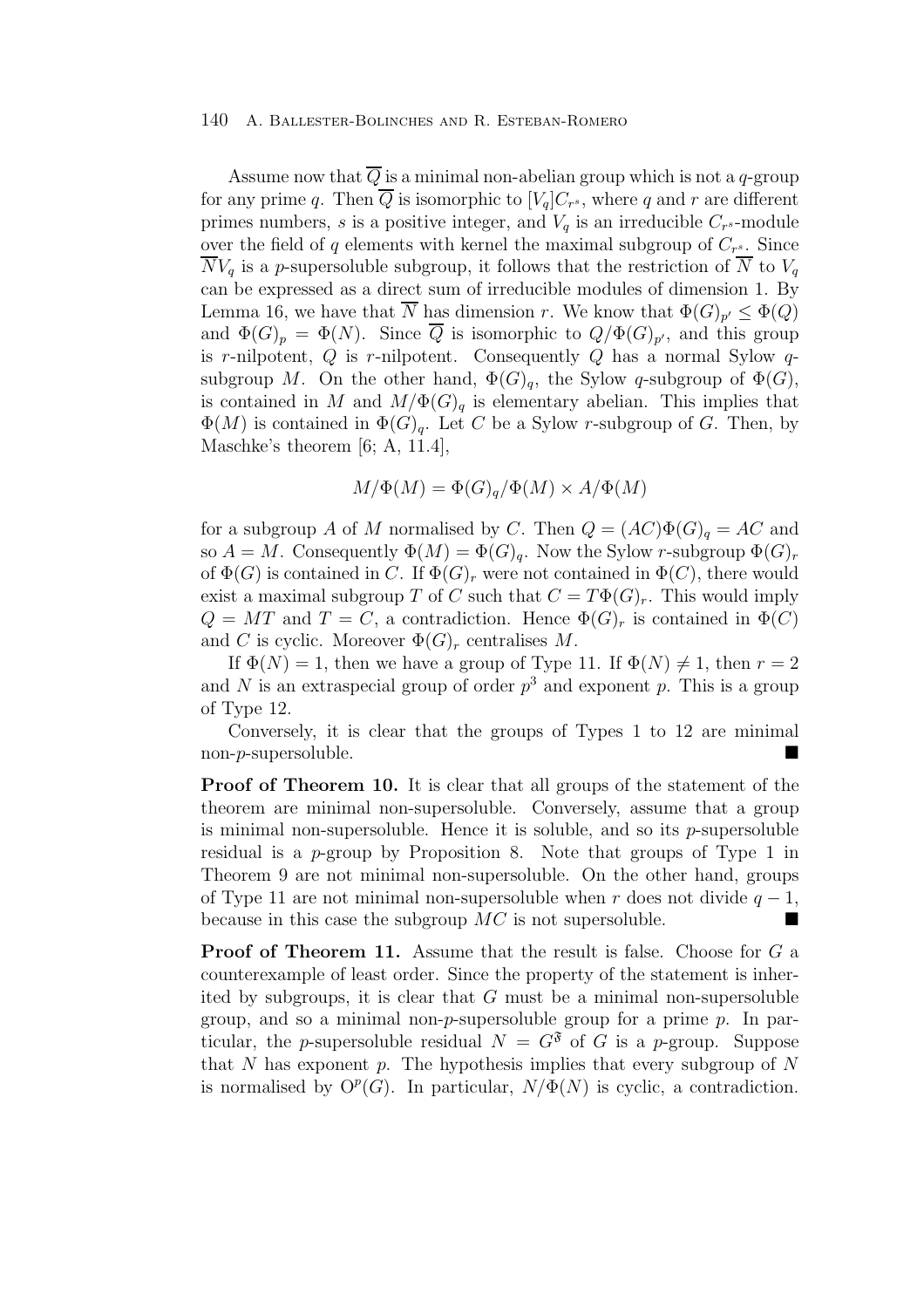Assume now that $\overline{Q}$ is a minimal non-abelian group which is not a $q$-group for any prime $q$. Then $\overline{Q}$ is isomorphic to $[V_q]C_{r^s}$, where $q$ and $r$ are different primes numbers, $s$ is a positive integer, and $V_q$ is an irreducible $C_{r^s}$-module over the field of $q$ elements with kernel the maximal subgroup of $C_{r^s}$. Since $\overline{N}V_q$ is a $p$-supersoluble subgroup, it follows that the restriction of $\overline{N}$ to $V_q$ can be expressed as a direct sum of irreducible modules of dimension 1. By Lemma 16, we have that $\overline{N}$ has dimension $r$. We know that $\Phi(G)_{p'} \leq \Phi(Q)$ and $\Phi(G)_p = \Phi(N)$. Since $\overline{Q}$ is isomorphic to $Q/\Phi(G)_{p'}$, and this group is $r$-nilpotent, $Q$ is $r$-nilpotent. Consequently $Q$ has a normal Sylow $q$-subgroup $M$. On the other hand, $\Phi(G)_q$, the Sylow $q$-subgroup of $\Phi(G)$, is contained in $M$ and $M/\Phi(G)_q$ is elementary abelian. This implies that $\Phi(M)$ is contained in $\Phi(G)_q$. Let $C$ be a Sylow $r$-subgroup of $G$. Then, by Maschke's theorem [6; A, 11.4],

$$M/\Phi(M) = \Phi(G)_q/\Phi(M) \times A/\Phi(M)$$

for a subgroup $A$ of $M$ normalised by $C$. Then $Q = (AC)\Phi(G)_q = AC$ and so $A = M$. Consequently $\Phi(M) = \Phi(G)_q$. Now the Sylow $r$-subgroup $\Phi(G)_r$ of $\Phi(G)$ is contained in $C$. If $\Phi(G)_r$ were not contained in $\Phi(C)$, there would exist a maximal subgroup $T$ of $C$ such that $C = T\Phi(G)_r$. This would imply $Q = MT$ and $T = C$, a contradiction. Hence $\Phi(G)_r$ is contained in $\Phi(C)$ and $C$ is cyclic. Moreover $\Phi(G)_r$ centralises $M$.

If $\Phi(N) = 1$, then we have a group of Type 11. If $\Phi(N) \neq 1$, then $r = 2$ and $N$ is an extraspecial group of order $p^3$ and exponent $p$. This is a group of Type 12.

Conversely, it is clear that the groups of Types 1 to 12 are minimal non-$p$-supersoluble. ■

**Proof of Theorem 10.** It is clear that all groups of the statement of the theorem are minimal non-supersoluble. Conversely, assume that a group is minimal non-supersoluble. Hence it is soluble, and so its $p$-supersoluble residual is a $p$-group by Proposition 8. Note that groups of Type 1 in Theorem 9 are not minimal non-supersoluble. On the other hand, groups of Type 11 are not minimal non-supersoluble when $r$ does not divide $q - 1$, because in this case the subgroup $MC$ is not supersoluble. ■

**Proof of Theorem 11.** Assume that the result is false. Choose for $G$ a counterexample of least order. Since the property of the statement is inherited by subgroups, it is clear that $G$ must be a minimal non-supersoluble group, and so a minimal non-$p$-supersoluble group for a prime $p$. In particular, the $p$-supersoluble residual $N = G^{\mathfrak{F}}$ of $G$ is a $p$-group. Suppose that $N$ has exponent $p$. The hypothesis implies that every subgroup of $N$ is normalised by $\mathrm{O}^p(G)$. In particular, $N/\Phi(N)$ is cyclic, a contradiction.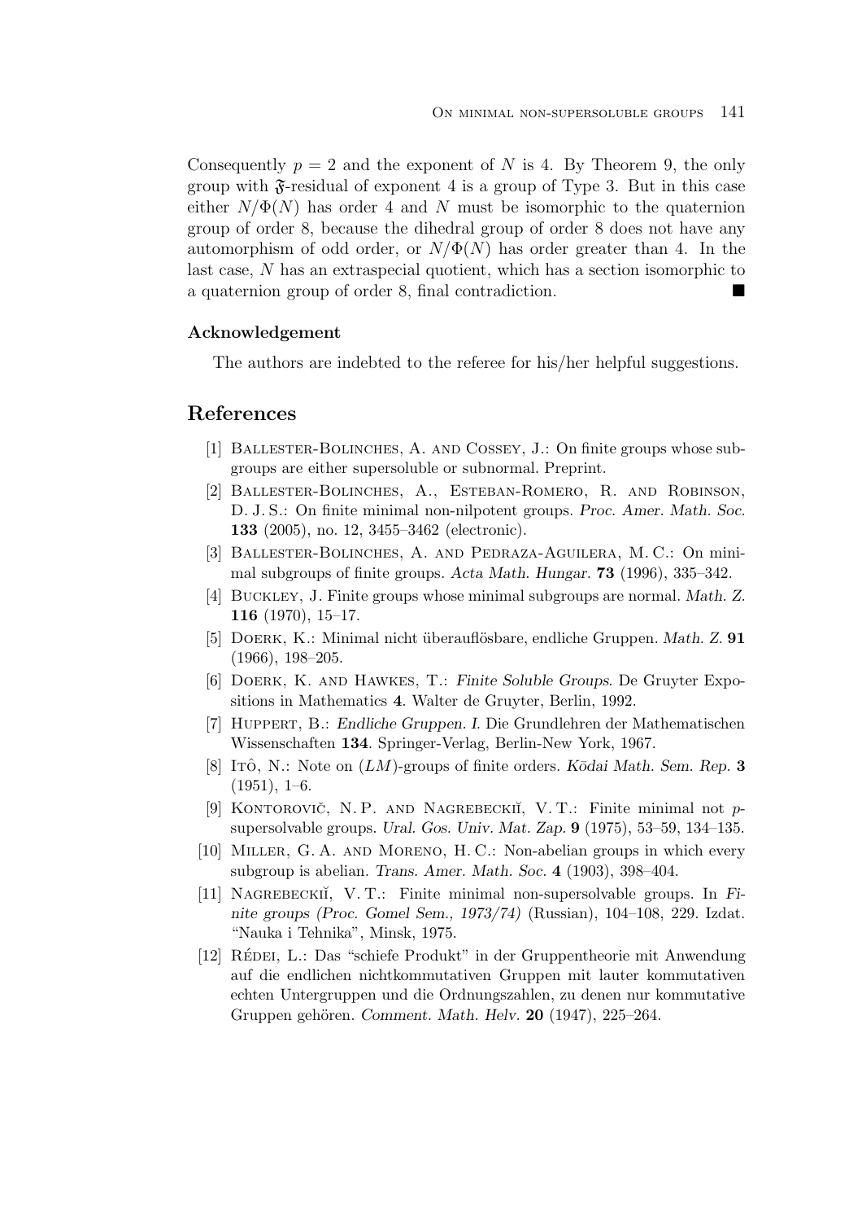Consequently $p = 2$ and the exponent of $N$ is 4. By Theorem 9, the only group with $\mathfrak{F}$-residual of exponent 4 is a group of Type 3. But in this case either $N/\Phi(N)$ has order 4 and $N$ must be isomorphic to the quaternion group of order 8, because the dihedral group of order 8 does not have any automorphism of odd order, or $N/\Phi(N)$ has order greater than 4. In the last case, $N$ has an extraspecial quotient, which has a section isomorphic to a quaternion group of order 8, final contradiction. ■

### Acknowledgement

The authors are indebted to the referee for his/her helpful suggestions.

## References

[1] Ballester-Bolinches, A. and Cossey, J.: On finite groups whose subgroups are either supersoluble or subnormal. Preprint.

[2] Ballester-Bolinches, A., Esteban-Romero, R. and Robinson, D. J. S.: On finite minimal non-nilpotent groups. *Proc. Amer. Math. Soc.* **133** (2005), no. 12, 3455–3462 (electronic).

[3] Ballester-Bolinches, A. and Pedraza-Aguilera, M. C.: On minimal subgroups of finite groups. *Acta Math. Hungar.* **73** (1996), 335–342.

[4] Buckley, J. Finite groups whose minimal subgroups are normal. *Math. Z.* **116** (1970), 15–17.

[5] Doerk, K.: Minimal nicht überauflösbare, endliche Gruppen. *Math. Z.* **91** (1966), 198–205.

[6] Doerk, K. and Hawkes, T.: *Finite Soluble Groups*. De Gruyter Expositions in Mathematics **4**. Walter de Gruyter, Berlin, 1992.

[7] Huppert, B.: *Endliche Gruppen. I*. Die Grundlehren der Mathematischen Wissenschaften **134**. Springer-Verlag, Berlin-New York, 1967.

[8] Itô, N.: Note on $(LM)$-groups of finite orders. *Kōdai Math. Sem. Rep.* **3** (1951), 1–6.

[9] Kontorovič, N. P. and Nagrebeckiĭ, V. T.: Finite minimal not $p$-supersolvable groups. *Ural. Gos. Univ. Mat. Zap.* **9** (1975), 53–59, 134–135.

[10] Miller, G. A. and Moreno, H. C.: Non-abelian groups in which every subgroup is abelian. *Trans. Amer. Math. Soc.* **4** (1903), 398–404.

[11] Nagrebeckiĭ, V. T.: Finite minimal non-supersolvable groups. In *Finite groups (Proc. Gomel Sem., 1973/74)* (Russian), 104–108, 229. Izdat. "Nauka i Tehnika", Minsk, 1975.

[12] Rédei, L.: Das "schiefe Produkt" in der Gruppentheorie mit Anwendung auf die endlichen nichtkommutativen Gruppen mit lauter kommutativen echten Untergruppen und die Ordnungszahlen, zu denen nur kommutative Gruppen gehören. *Comment. Math. Helv.* **20** (1947), 225–264.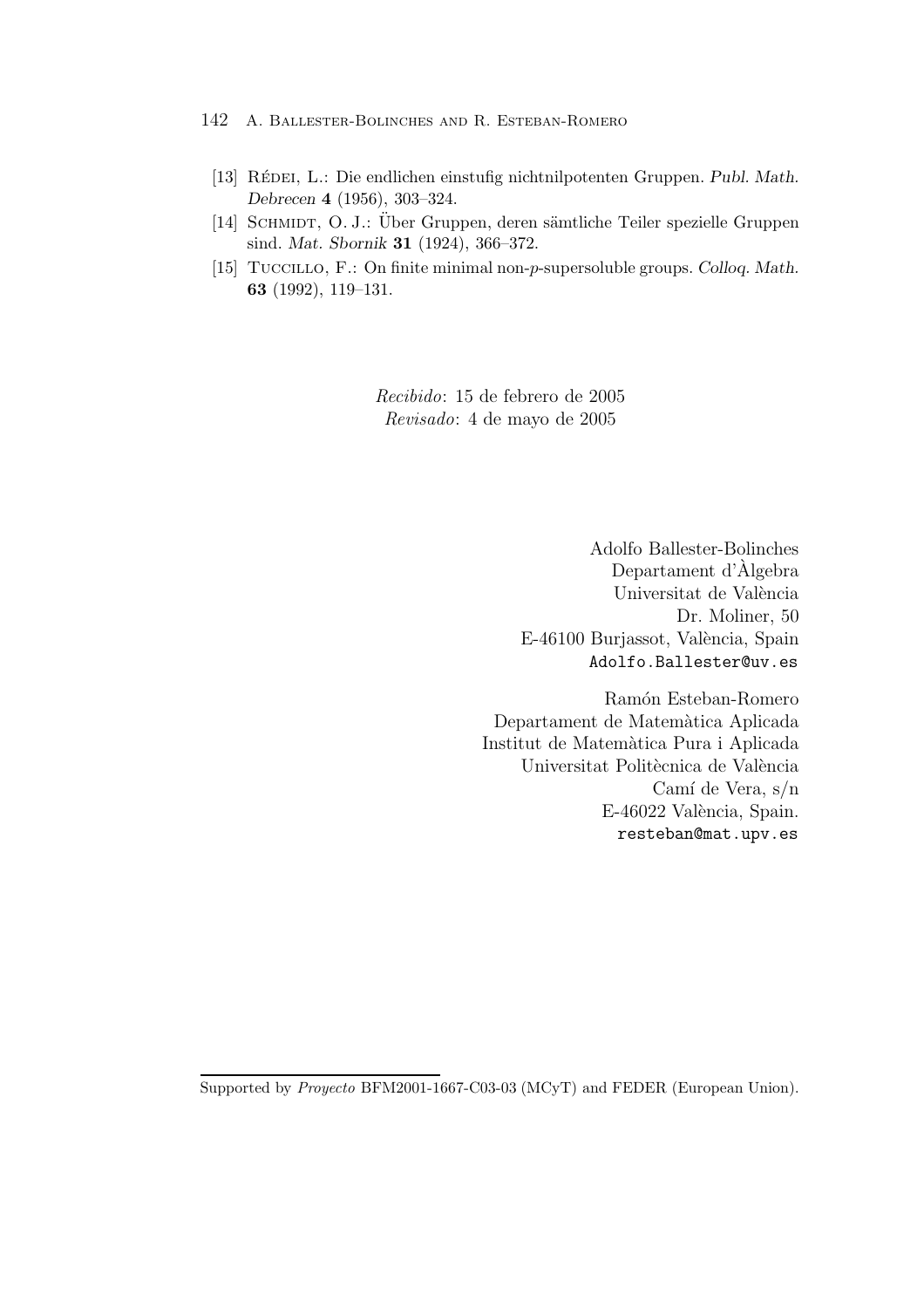[13] Rédei, L.: Die endlichen einstufig nichtnilpotenten Gruppen. *Publ. Math. Debrecen* **4** (1956), 303–324.

[14] Schmidt, O. J.: Über Gruppen, deren sämtliche Teiler spezielle Gruppen sind. *Mat. Sbornik* **31** (1924), 366–372.

[15] Tuccillo, F.: On finite minimal non-$p$-supersoluble groups. *Colloq. Math.* **63** (1992), 119–131.

*Recibido*: 15 de febrero de 2005
*Revisado*: 4 de mayo de 2005

Adolfo Ballester-Bolinches
Departament d'Àlgebra
Universitat de València
Dr. Moliner, 50
E-46100 Burjassot, València, Spain
Adolfo.Ballester@uv.es

Ramón Esteban-Romero
Departament de Matemàtica Aplicada
Institut de Matemàtica Pura i Aplicada
Universitat Politècnica de València
Camí de Vera, s/n
E-46022 València, Spain.
resteban@mat.upv.es

Supported by *Proyecto* BFM2001-1667-C03-03 (MCyT) and FEDER (European Union).